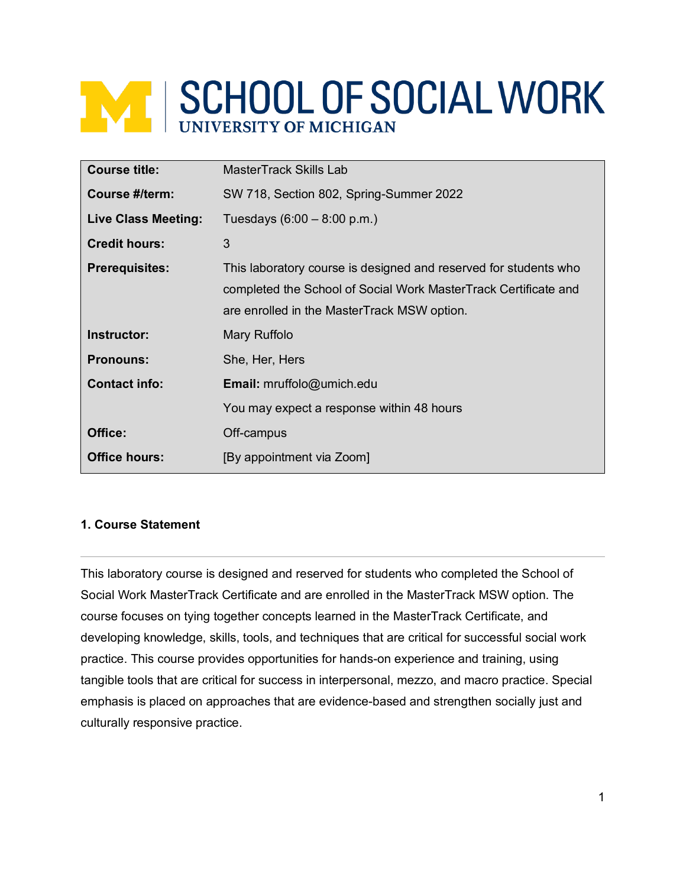# SCHOOL OF SOCIAL WORK
UNIVERSITY OF MICHIGAN

| | |
|---|---|
| **Course title:** | MasterTrack Skills Lab |
| **Course #/term:** | SW 718, Section 802, Spring-Summer 2022 |
| **Live Class Meeting:** | Tuesdays (6:00 – 8:00 p.m.) |
| **Credit hours:** | 3 |
| **Prerequisites:** | This laboratory course is designed and reserved for students who completed the School of Social Work MasterTrack Certificate and are enrolled in the MasterTrack MSW option. |
| **Instructor:** | Mary Ruffolo |
| **Pronouns:** | She, Her, Hers |
| **Contact info:** | **Email:** mruffolo@umich.edu |
| | You may expect a response within 48 hours |
| **Office:** | Off-campus |
| **Office hours:** | [By appointment via Zoom] |

## 1. Course Statement

This laboratory course is designed and reserved for students who completed the School of Social Work MasterTrack Certificate and are enrolled in the MasterTrack MSW option. The course focuses on tying together concepts learned in the MasterTrack Certificate, and developing knowledge, skills, tools, and techniques that are critical for successful social work practice. This course provides opportunities for hands-on experience and training, using tangible tools that are critical for success in interpersonal, mezzo, and macro practice. Special emphasis is placed on approaches that are evidence-based and strengthen socially just and culturally responsive practice.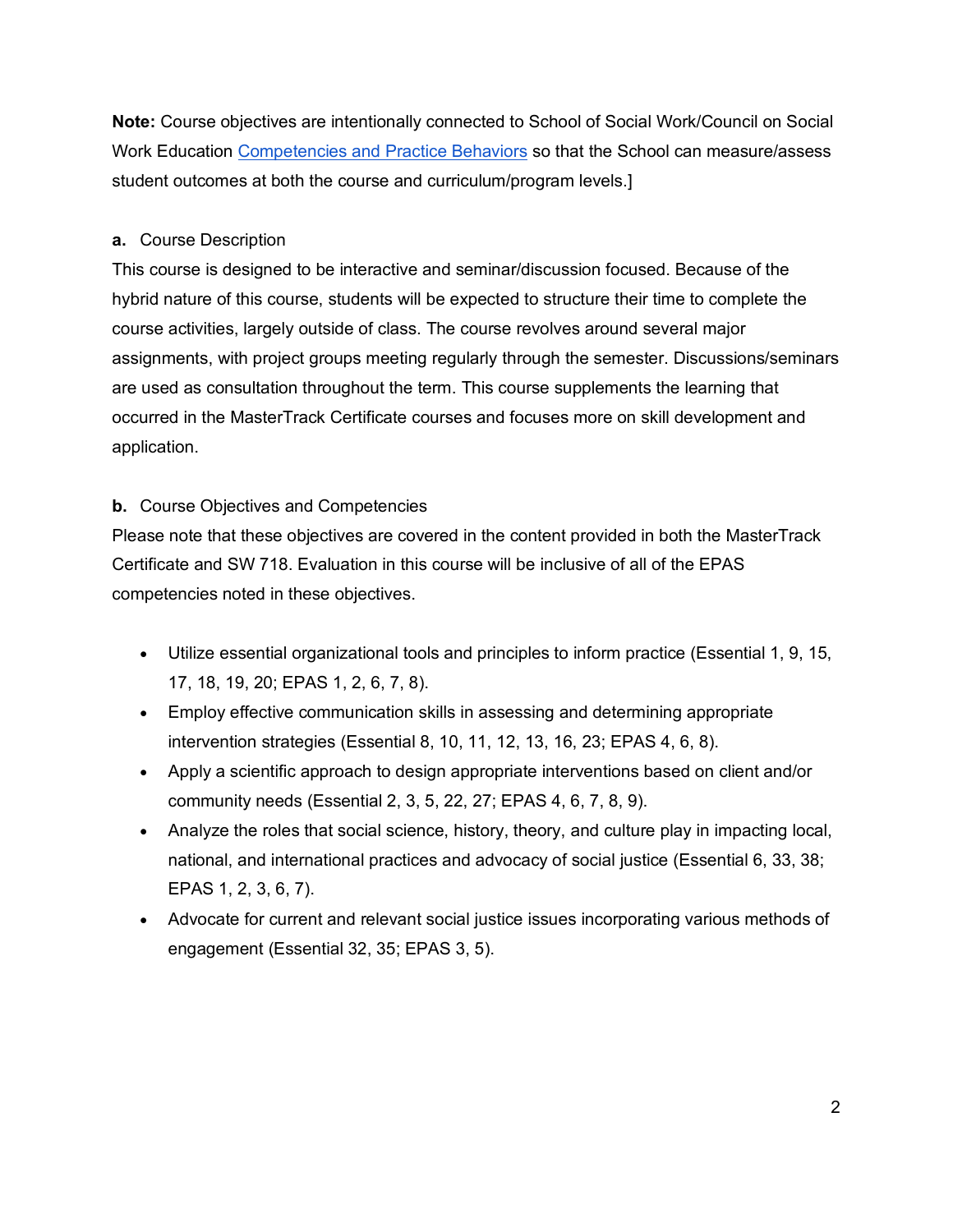**Note:** Course objectives are intentionally connected to School of Social Work/Council on Social Work Education [Competencies and Practice Behaviors] so that the School can measure/assess student outcomes at both the course and curriculum/program levels.]

**a.** Course Description

This course is designed to be interactive and seminar/discussion focused. Because of the hybrid nature of this course, students will be expected to structure their time to complete the course activities, largely outside of class. The course revolves around several major assignments, with project groups meeting regularly through the semester. Discussions/seminars are used as consultation throughout the term. This course supplements the learning that occurred in the MasterTrack Certificate courses and focuses more on skill development and application.

**b.** Course Objectives and Competencies

Please note that these objectives are covered in the content provided in both the MasterTrack Certificate and SW 718. Evaluation in this course will be inclusive of all of the EPAS competencies noted in these objectives.

- Utilize essential organizational tools and principles to inform practice (Essential 1, 9, 15, 17, 18, 19, 20; EPAS 1, 2, 6, 7, 8).
- Employ effective communication skills in assessing and determining appropriate intervention strategies (Essential 8, 10, 11, 12, 13, 16, 23; EPAS 4, 6, 8).
- Apply a scientific approach to design appropriate interventions based on client and/or community needs (Essential 2, 3, 5, 22, 27; EPAS 4, 6, 7, 8, 9).
- Analyze the roles that social science, history, theory, and culture play in impacting local, national, and international practices and advocacy of social justice (Essential 6, 33, 38; EPAS 1, 2, 3, 6, 7).
- Advocate for current and relevant social justice issues incorporating various methods of engagement (Essential 32, 35; EPAS 3, 5).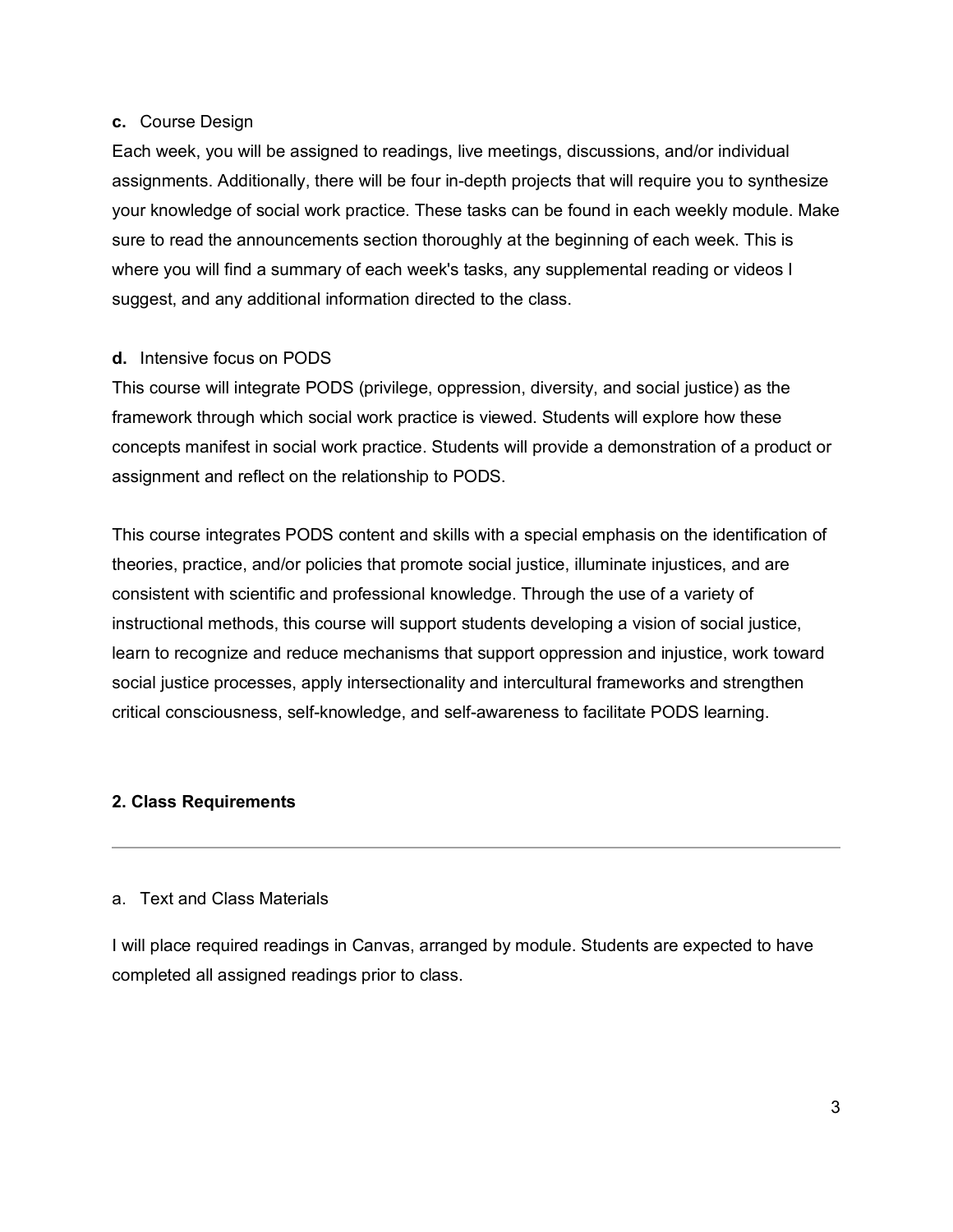**c.** Course Design

Each week, you will be assigned to readings, live meetings, discussions, and/or individual assignments. Additionally, there will be four in-depth projects that will require you to synthesize your knowledge of social work practice. These tasks can be found in each weekly module. Make sure to read the announcements section thoroughly at the beginning of each week. This is where you will find a summary of each week's tasks, any supplemental reading or videos I suggest, and any additional information directed to the class.

**d.** Intensive focus on PODS

This course will integrate PODS (privilege, oppression, diversity, and social justice) as the framework through which social work practice is viewed. Students will explore how these concepts manifest in social work practice. Students will provide a demonstration of a product or assignment and reflect on the relationship to PODS.

This course integrates PODS content and skills with a special emphasis on the identification of theories, practice, and/or policies that promote social justice, illuminate injustices, and are consistent with scientific and professional knowledge. Through the use of a variety of instructional methods, this course will support students developing a vision of social justice, learn to recognize and reduce mechanisms that support oppression and injustice, work toward social justice processes, apply intersectionality and intercultural frameworks and strengthen critical consciousness, self-knowledge, and self-awareness to facilitate PODS learning.

## 2. Class Requirements

---

a. Text and Class Materials

I will place required readings in Canvas, arranged by module. Students are expected to have completed all assigned readings prior to class.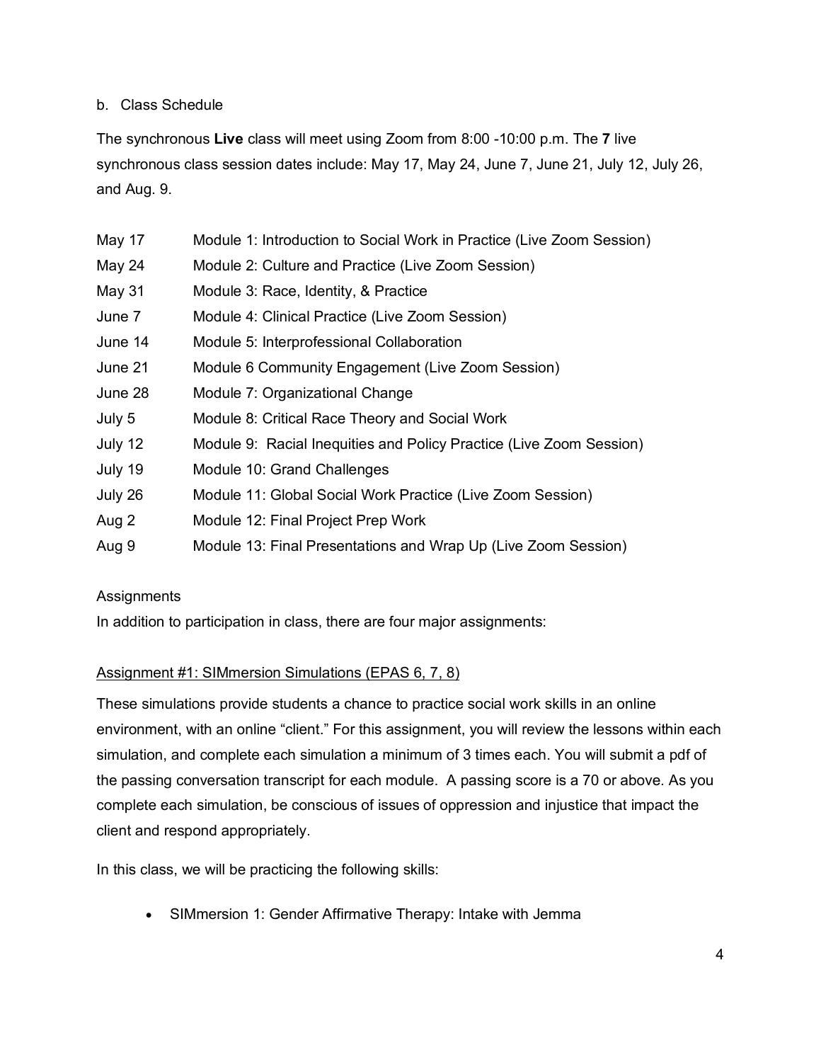b. Class Schedule

The synchronous **Live** class will meet using Zoom from 8:00 -10:00 p.m. The **7** live synchronous class session dates include: May 17, May 24, June 7, June 21, July 12, July 26, and Aug. 9.

| | |
|---|---|
| May 17 | Module 1: Introduction to Social Work in Practice (Live Zoom Session) |
| May 24 | Module 2: Culture and Practice (Live Zoom Session) |
| May 31 | Module 3: Race, Identity, & Practice |
| June 7 | Module 4: Clinical Practice (Live Zoom Session) |
| June 14 | Module 5: Interprofessional Collaboration |
| June 21 | Module 6 Community Engagement (Live Zoom Session) |
| June 28 | Module 7: Organizational Change |
| July 5 | Module 8: Critical Race Theory and Social Work |
| July 12 | Module 9: Racial Inequities and Policy Practice (Live Zoom Session) |
| July 19 | Module 10: Grand Challenges |
| July 26 | Module 11: Global Social Work Practice (Live Zoom Session) |
| Aug 2 | Module 12: Final Project Prep Work |
| Aug 9 | Module 13: Final Presentations and Wrap Up (Live Zoom Session) |

Assignments

In addition to participation in class, there are four major assignments:

<u>Assignment #1: SIMmersion Simulations (EPAS 6, 7, 8)</u>

These simulations provide students a chance to practice social work skills in an online environment, with an online "client." For this assignment, you will review the lessons within each simulation, and complete each simulation a minimum of 3 times each. You will submit a pdf of the passing conversation transcript for each module. A passing score is a 70 or above. As you complete each simulation, be conscious of issues of oppression and injustice that impact the client and respond appropriately.

In this class, we will be practicing the following skills:

- SIMmersion 1: Gender Affirmative Therapy: Intake with Jemma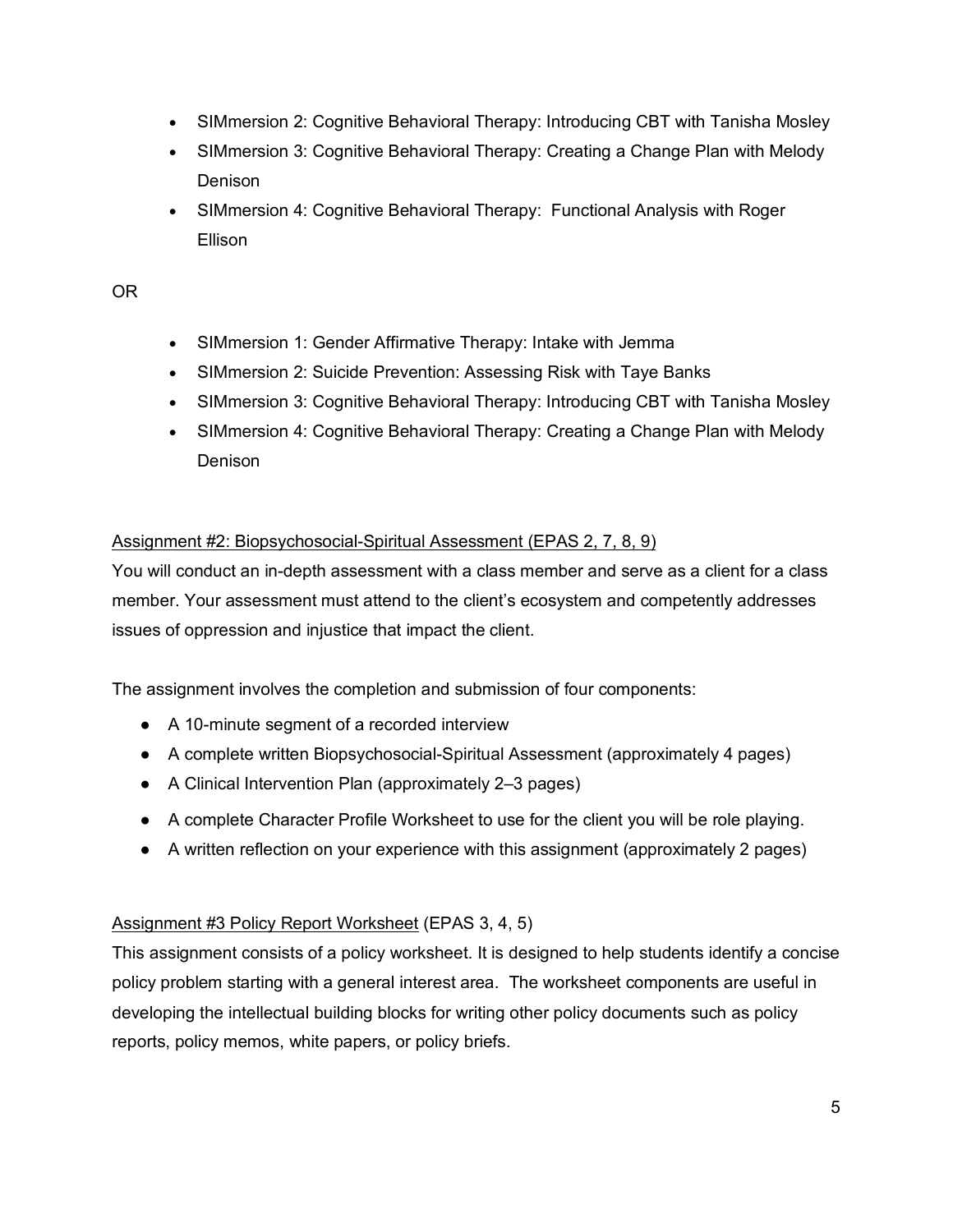- SIMmersion 2: Cognitive Behavioral Therapy: Introducing CBT with Tanisha Mosley
- SIMmersion 3: Cognitive Behavioral Therapy: Creating a Change Plan with Melody Denison
- SIMmersion 4: Cognitive Behavioral Therapy: Functional Analysis with Roger Ellison

OR

- SIMmersion 1: Gender Affirmative Therapy: Intake with Jemma
- SIMmersion 2: Suicide Prevention: Assessing Risk with Taye Banks
- SIMmersion 3: Cognitive Behavioral Therapy: Introducing CBT with Tanisha Mosley
- SIMmersion 4: Cognitive Behavioral Therapy: Creating a Change Plan with Melody Denison

<u>Assignment #2: Biopsychosocial-Spiritual Assessment (EPAS 2, 7, 8, 9)</u>

You will conduct an in-depth assessment with a class member and serve as a client for a class member. Your assessment must attend to the client's ecosystem and competently addresses issues of oppression and injustice that impact the client.

The assignment involves the completion and submission of four components:

- A 10-minute segment of a recorded interview
- A complete written Biopsychosocial-Spiritual Assessment (approximately 4 pages)
- A Clinical Intervention Plan (approximately 2–3 pages)
- A complete Character Profile Worksheet to use for the client you will be role playing.
- A written reflection on your experience with this assignment (approximately 2 pages)

<u>Assignment #3 Policy Report Worksheet</u> (EPAS 3, 4, 5)

This assignment consists of a policy worksheet. It is designed to help students identify a concise policy problem starting with a general interest area. The worksheet components are useful in developing the intellectual building blocks for writing other policy documents such as policy reports, policy memos, white papers, or policy briefs.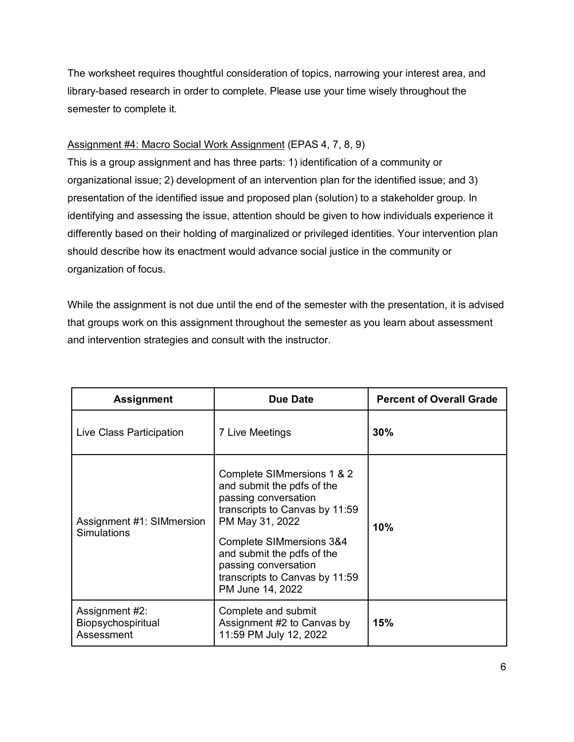The worksheet requires thoughtful consideration of topics, narrowing your interest area, and library-based research in order to complete. Please use your time wisely throughout the semester to complete it.

<u>Assignment #4: Macro Social Work Assignment</u> (EPAS 4, 7, 8, 9)
This is a group assignment and has three parts: 1) identification of a community or organizational issue; 2) development of an intervention plan for the identified issue; and 3) presentation of the identified issue and proposed plan (solution) to a stakeholder group. In identifying and assessing the issue, attention should be given to how individuals experience it differently based on their holding of marginalized or privileged identities. Your intervention plan should describe how its enactment would advance social justice in the community or organization of focus.

While the assignment is not due until the end of the semester with the presentation, it is advised that groups work on this assignment throughout the semester as you learn about assessment and intervention strategies and consult with the instructor.

| Assignment | Due Date | Percent of Overall Grade |
|---|---|---|
| Live Class Participation | 7 Live Meetings | **30%** |
| Assignment #1: SIMmersion Simulations | Complete SIMmersions 1 & 2 and submit the pdfs of the passing conversation transcripts to Canvas by 11:59 PM May 31, 2022<br><br>Complete SIMmersions 3&4 and submit the pdfs of the passing conversation transcripts to Canvas by 11:59 PM June 14, 2022 | **10%** |
| Assignment #2: Biopsychospiritual Assessment | Complete and submit Assignment #2 to Canvas by 11:59 PM July 12, 2022 | **15%** |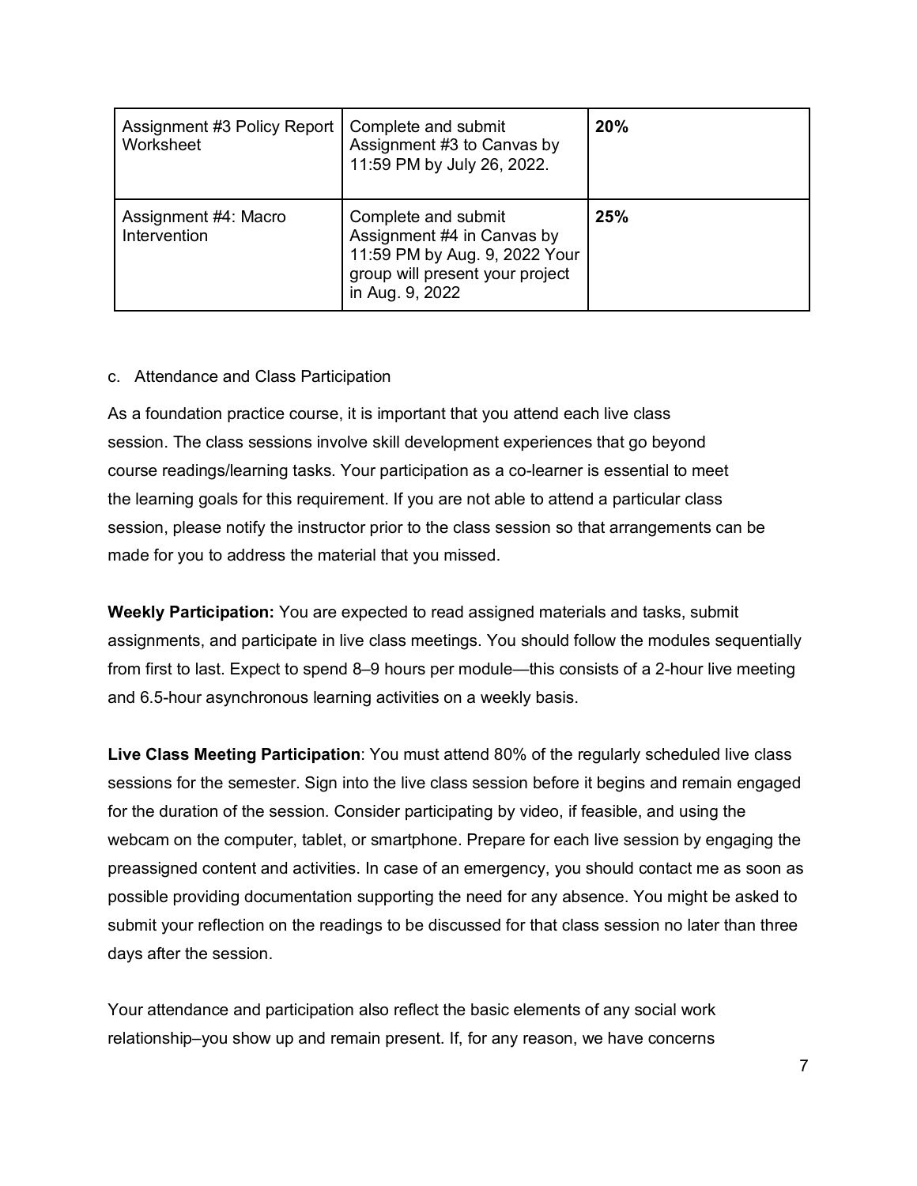| Assignment #3 Policy Report Worksheet | Complete and submit Assignment #3 to Canvas by 11:59 PM by July 26, 2022. | **20%** |
|---|---|---|
| Assignment #4: Macro Intervention | Complete and submit Assignment #4 in Canvas by 11:59 PM by Aug. 9, 2022 Your group will present your project in Aug. 9, 2022 | **25%** |

c. Attendance and Class Participation

As a foundation practice course, it is important that you attend each live class session. The class sessions involve skill development experiences that go beyond course readings/learning tasks. Your participation as a co-learner is essential to meet the learning goals for this requirement. If you are not able to attend a particular class session, please notify the instructor prior to the class session so that arrangements can be made for you to address the material that you missed.

**Weekly Participation:** You are expected to read assigned materials and tasks, submit assignments, and participate in live class meetings. You should follow the modules sequentially from first to last. Expect to spend 8–9 hours per module—this consists of a 2-hour live meeting and 6.5-hour asynchronous learning activities on a weekly basis.

**Live Class Meeting Participation**: You must attend 80% of the regularly scheduled live class sessions for the semester. Sign into the live class session before it begins and remain engaged for the duration of the session. Consider participating by video, if feasible, and using the webcam on the computer, tablet, or smartphone. Prepare for each live session by engaging the preassigned content and activities. In case of an emergency, you should contact me as soon as possible providing documentation supporting the need for any absence. You might be asked to submit your reflection on the readings to be discussed for that class session no later than three days after the session.

Your attendance and participation also reflect the basic elements of any social work relationship–you show up and remain present. If, for any reason, we have concerns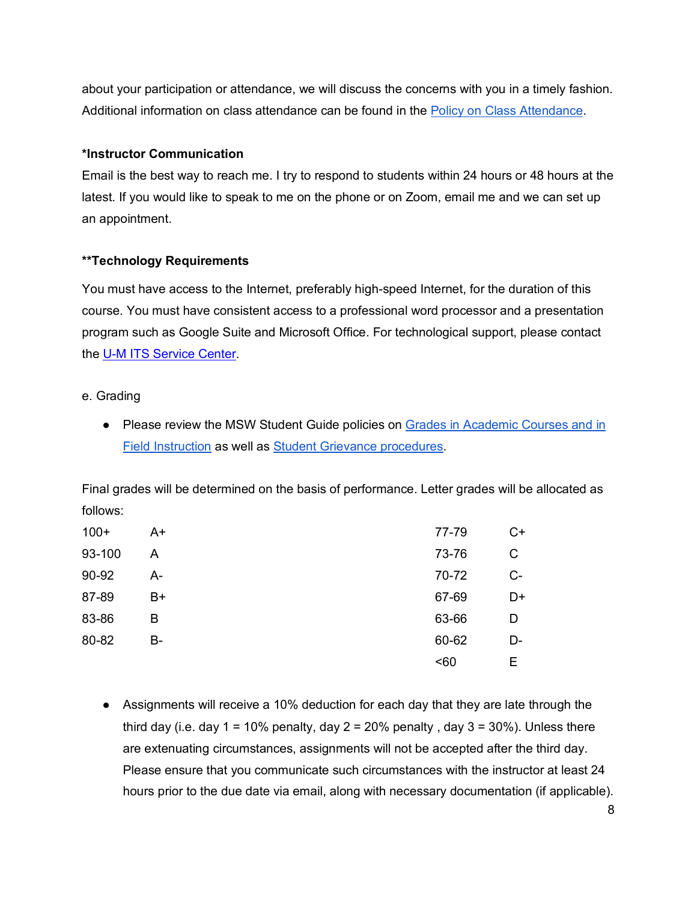about your participation or attendance, we will discuss the concerns with you in a timely fashion. Additional information on class attendance can be found in the [Policy on Class Attendance](#).

**\*Instructor Communication**

Email is the best way to reach me. I try to respond to students within 24 hours or 48 hours at the latest. If you would like to speak to me on the phone or on Zoom, email me and we can set up an appointment.

**\*\*Technology Requirements**

You must have access to the Internet, preferably high-speed Internet, for the duration of this course. You must have consistent access to a professional word processor and a presentation program such as Google Suite and Microsoft Office. For technological support, please contact the [U-M ITS Service Center](#).

e. Grading

- Please review the MSW Student Guide policies on [Grades in Academic Courses and in Field Instruction](#) as well as [Student Grievance procedures](#).

Final grades will be determined on the basis of performance. Letter grades will be allocated as follows:

| | | | |
|---|---|---|---|
| 100+ | A+ | 77-79 | C+ |
| 93-100 | A | 73-76 | C |
| 90-92 | A- | 70-72 | C- |
| 87-89 | B+ | 67-69 | D+ |
| 83-86 | B | 63-66 | D |
| 80-82 | B- | 60-62 | D- |
| | | <60 | E |

- Assignments will receive a 10% deduction for each day that they are late through the third day (i.e. day 1 = 10% penalty, day 2 = 20% penalty , day 3 = 30%). Unless there are extenuating circumstances, assignments will not be accepted after the third day. Please ensure that you communicate such circumstances with the instructor at least 24 hours prior to the due date via email, along with necessary documentation (if applicable).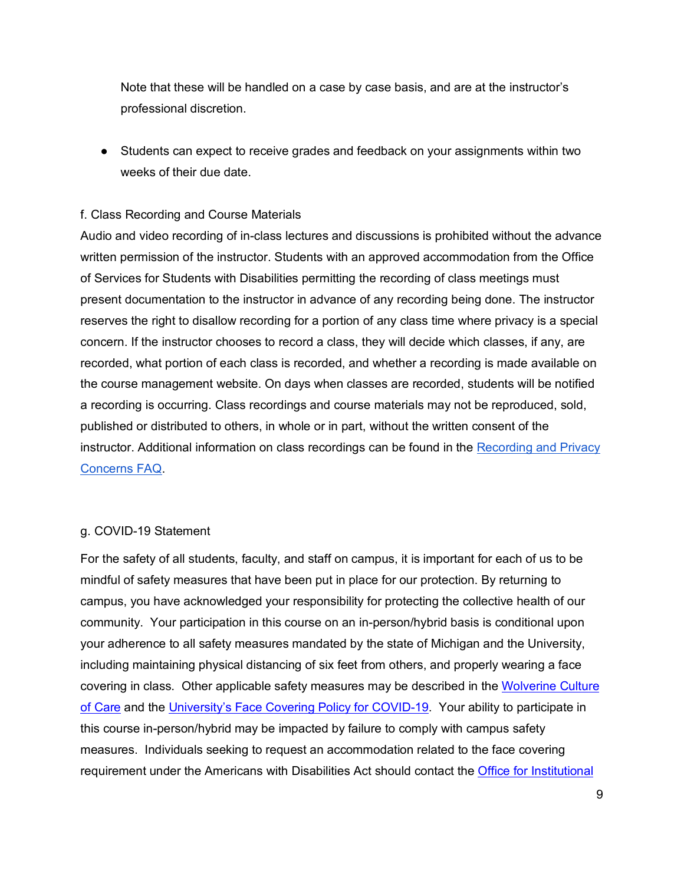Note that these will be handled on a case by case basis, and are at the instructor's professional discretion.

- Students can expect to receive grades and feedback on your assignments within two weeks of their due date.

f. Class Recording and Course Materials

Audio and video recording of in-class lectures and discussions is prohibited without the advance written permission of the instructor. Students with an approved accommodation from the Office of Services for Students with Disabilities permitting the recording of class meetings must present documentation to the instructor in advance of any recording being done. The instructor reserves the right to disallow recording for a portion of any class time where privacy is a special concern. If the instructor chooses to record a class, they will decide which classes, if any, are recorded, what portion of each class is recorded, and whether a recording is made available on the course management website. On days when classes are recorded, students will be notified a recording is occurring. Class recordings and course materials may not be reproduced, sold, published or distributed to others, in whole or in part, without the written consent of the instructor. Additional information on class recordings can be found in the Recording and Privacy Concerns FAQ.

g. COVID-19 Statement

For the safety of all students, faculty, and staff on campus, it is important for each of us to be mindful of safety measures that have been put in place for our protection. By returning to campus, you have acknowledged your responsibility for protecting the collective health of our community. Your participation in this course on an in-person/hybrid basis is conditional upon your adherence to all safety measures mandated by the state of Michigan and the University, including maintaining physical distancing of six feet from others, and properly wearing a face covering in class. Other applicable safety measures may be described in the Wolverine Culture of Care and the University's Face Covering Policy for COVID-19. Your ability to participate in this course in-person/hybrid may be impacted by failure to comply with campus safety measures. Individuals seeking to request an accommodation related to the face covering requirement under the Americans with Disabilities Act should contact the Office for Institutional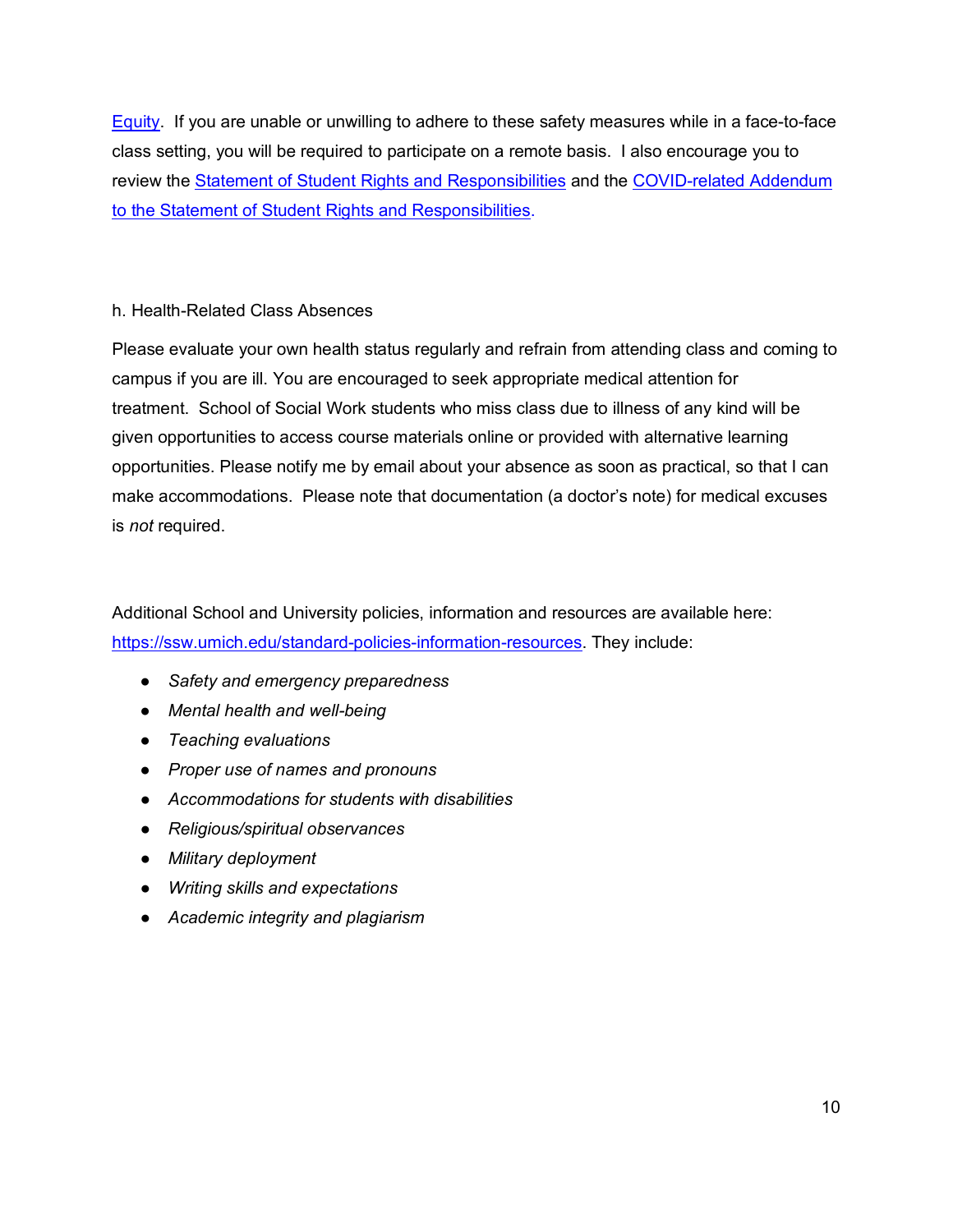[Equity](). If you are unable or unwilling to adhere to these safety measures while in a face-to-face class setting, you will be required to participate on a remote basis. I also encourage you to review the [Statement of Student Rights and Responsibilities]() and the [COVID-related Addendum to the Statement of Student Rights and Responsibilities]().

h. Health-Related Class Absences

Please evaluate your own health status regularly and refrain from attending class and coming to campus if you are ill. You are encouraged to seek appropriate medical attention for treatment. School of Social Work students who miss class due to illness of any kind will be given opportunities to access course materials online or provided with alternative learning opportunities. Please notify me by email about your absence as soon as practical, so that I can make accommodations. Please note that documentation (a doctor's note) for medical excuses is *not* required.

Additional School and University policies, information and resources are available here: [https://ssw.umich.edu/standard-policies-information-resources](https://ssw.umich.edu/standard-policies-information-resources). They include:

- *Safety and emergency preparedness*
- *Mental health and well-being*
- *Teaching evaluations*
- *Proper use of names and pronouns*
- *Accommodations for students with disabilities*
- *Religious/spiritual observances*
- *Military deployment*
- *Writing skills and expectations*
- *Academic integrity and plagiarism*